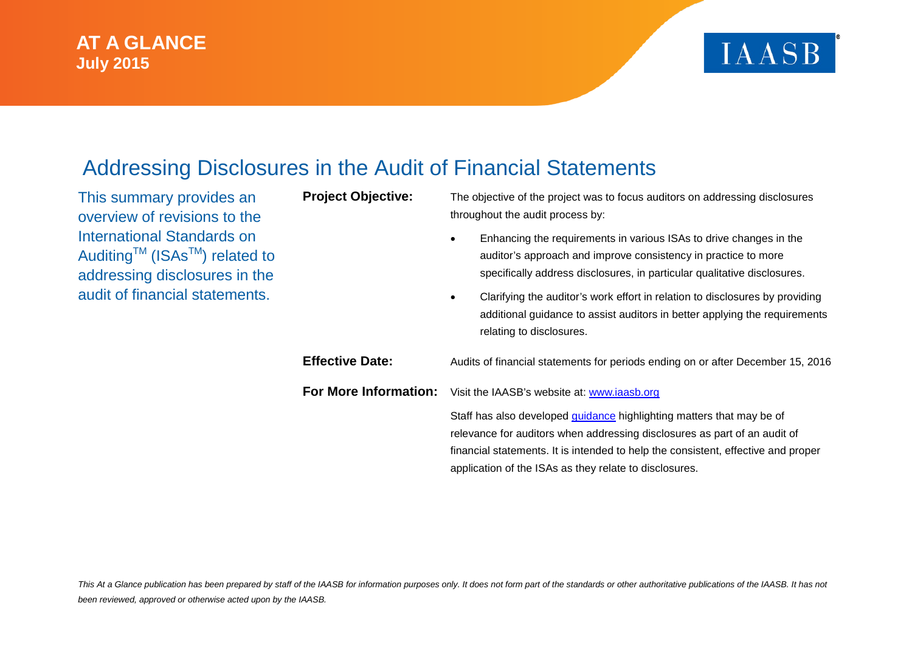**AT A GLANCE**
**July 2015**

IAASB®

# Addressing Disclosures in the Audit of Financial Statements

This summary provides an overview of revisions to the International Standards on Auditing™ (ISAs™) related to addressing disclosures in the audit of financial statements.

**Project Objective:**

The objective of the project was to focus auditors on addressing disclosures throughout the audit process by:

- Enhancing the requirements in various ISAs to drive changes in the auditor's approach and improve consistency in practice to more specifically address disclosures, in particular qualitative disclosures.
- Clarifying the auditor's work effort in relation to disclosures by providing additional guidance to assist auditors in better applying the requirements relating to disclosures.

**Effective Date:**

Audits of financial statements for periods ending on or after December 15, 2016

**For More Information:**

Visit the IAASB's website at: [www.iaasb.org](www.iaasb.org)

Staff has also developed guidance highlighting matters that may be of relevance for auditors when addressing disclosures as part of an audit of financial statements. It is intended to help the consistent, effective and proper application of the ISAs as they relate to disclosures.

*This At a Glance publication has been prepared by staff of the IAASB for information purposes only. It does not form part of the standards or other authoritative publications of the IAASB. It has not been reviewed, approved or otherwise acted upon by the IAASB.*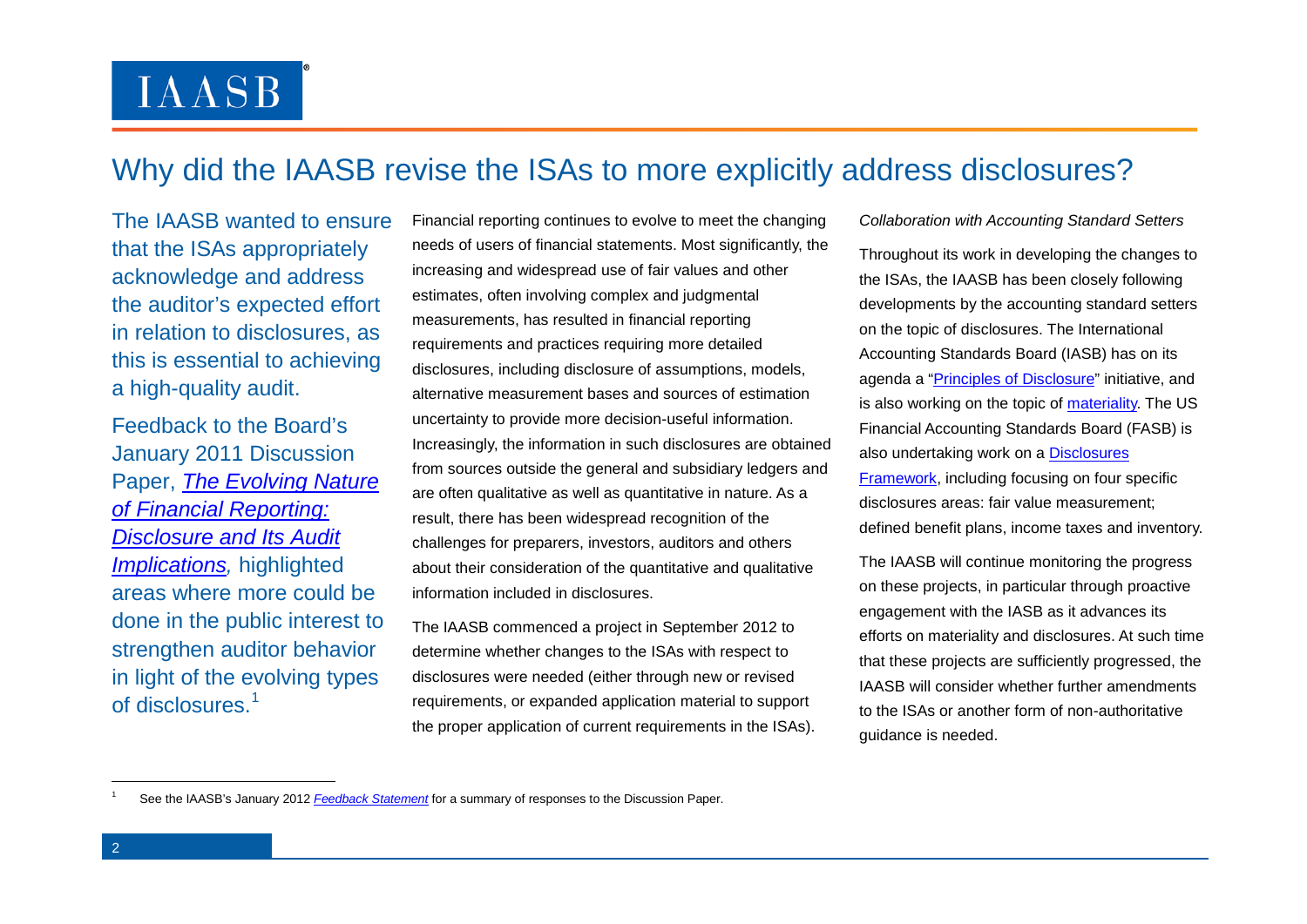# Why did the IAASB revise the ISAs to more explicitly address disclosures?

The IAASB wanted to ensure that the ISAs appropriately acknowledge and address the auditor's expected effort in relation to disclosures, as this is essential to achieving a high-quality audit.

Feedback to the Board's January 2011 Discussion Paper, *The Evolving Nature of Financial Reporting: Disclosure and Its Audit Implications,* highlighted areas where more could be done in the public interest to strengthen auditor behavior in light of the evolving types of disclosures.[1]

Financial reporting continues to evolve to meet the changing needs of users of financial statements. Most significantly, the increasing and widespread use of fair values and other estimates, often involving complex and judgmental measurements, has resulted in financial reporting requirements and practices requiring more detailed disclosures, including disclosure of assumptions, models, alternative measurement bases and sources of estimation uncertainty to provide more decision-useful information. Increasingly, the information in such disclosures are obtained from sources outside the general and subsidiary ledgers and are often qualitative as well as quantitative in nature. As a result, there has been widespread recognition of the challenges for preparers, investors, auditors and others about their consideration of the quantitative and qualitative information included in disclosures.

The IAASB commenced a project in September 2012 to determine whether changes to the ISAs with respect to disclosures were needed (either through new or revised requirements, or expanded application material to support the proper application of current requirements in the ISAs).

*Collaboration with Accounting Standard Setters*

Throughout its work in developing the changes to the ISAs, the IAASB has been closely following developments by the accounting standard setters on the topic of disclosures. The International Accounting Standards Board (IASB) has on its agenda a "Principles of Disclosure" initiative, and is also working on the topic of materiality. The US Financial Accounting Standards Board (FASB) is also undertaking work on a Disclosures Framework, including focusing on four specific disclosures areas: fair value measurement; defined benefit plans, income taxes and inventory.

The IAASB will continue monitoring the progress on these projects, in particular through proactive engagement with the IASB as it advances its efforts on materiality and disclosures. At such time that these projects are sufficiently progressed, the IAASB will consider whether further amendments to the ISAs or another form of non-authoritative guidance is needed.

[1] See the IAASB's January 2012 *Feedback Statement* for a summary of responses to the Discussion Paper.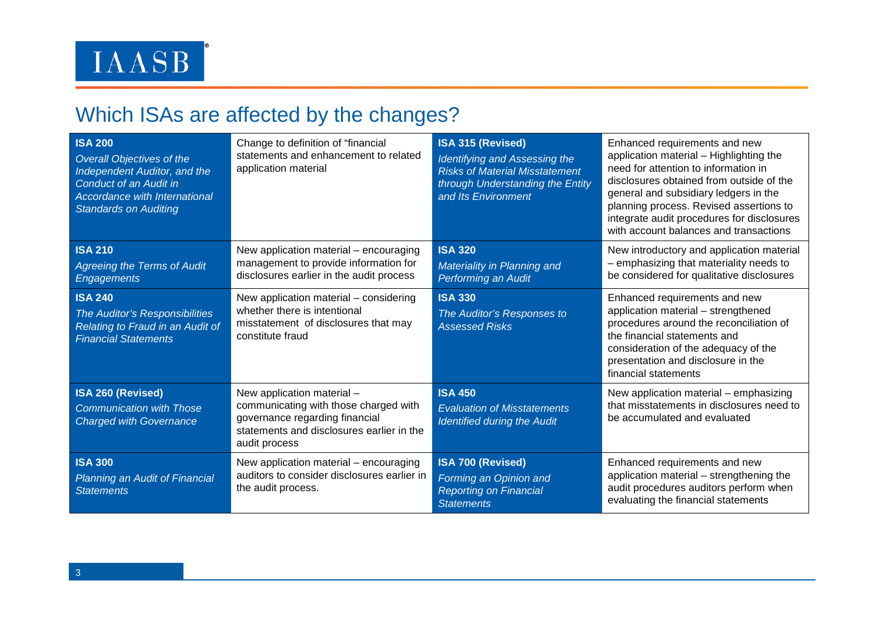## Which ISAs are affected by the changes?

| | | | |
|---|---|---|---|
| **ISA 200** *Overall Objectives of the Independent Auditor, and the Conduct of an Audit in Accordance with International Standards on Auditing* | Change to definition of "financial statements and enhancement to related application material | **ISA 315 (Revised)** *Identifying and Assessing the Risks of Material Misstatement through Understanding the Entity and Its Environment* | Enhanced requirements and new application material – Highlighting the need for attention to information in disclosures obtained from outside of the general and subsidiary ledgers in the planning process. Revised assertions to integrate audit procedures for disclosures with account balances and transactions |
| **ISA 210** *Agreeing the Terms of Audit Engagements* | New application material – encouraging management to provide information for disclosures earlier in the audit process | **ISA 320** *Materiality in Planning and Performing an Audit* | New introductory and application material – emphasizing that materiality needs to be considered for qualitative disclosures |
| **ISA 240** *The Auditor's Responsibilities Relating to Fraud in an Audit of Financial Statements* | New application material – considering whether there is intentional misstatement of disclosures that may constitute fraud | **ISA 330** *The Auditor's Responses to Assessed Risks* | Enhanced requirements and new application material – strengthened procedures around the reconciliation of the financial statements and consideration of the adequacy of the presentation and disclosure in the financial statements |
| **ISA 260 (Revised)** *Communication with Those Charged with Governance* | New application material – communicating with those charged with governance regarding financial statements and disclosures earlier in the audit process | **ISA 450** *Evaluation of Misstatements Identified during the Audit* | New application material – emphasizing that misstatements in disclosures need to be accumulated and evaluated |
| **ISA 300** *Planning an Audit of Financial Statements* | New application material – encouraging auditors to consider disclosures earlier in the audit process. | **ISA 700 (Revised)** *Forming an Opinion and Reporting on Financial Statements* | Enhanced requirements and new application material – strengthening the audit procedures auditors perform when evaluating the financial statements |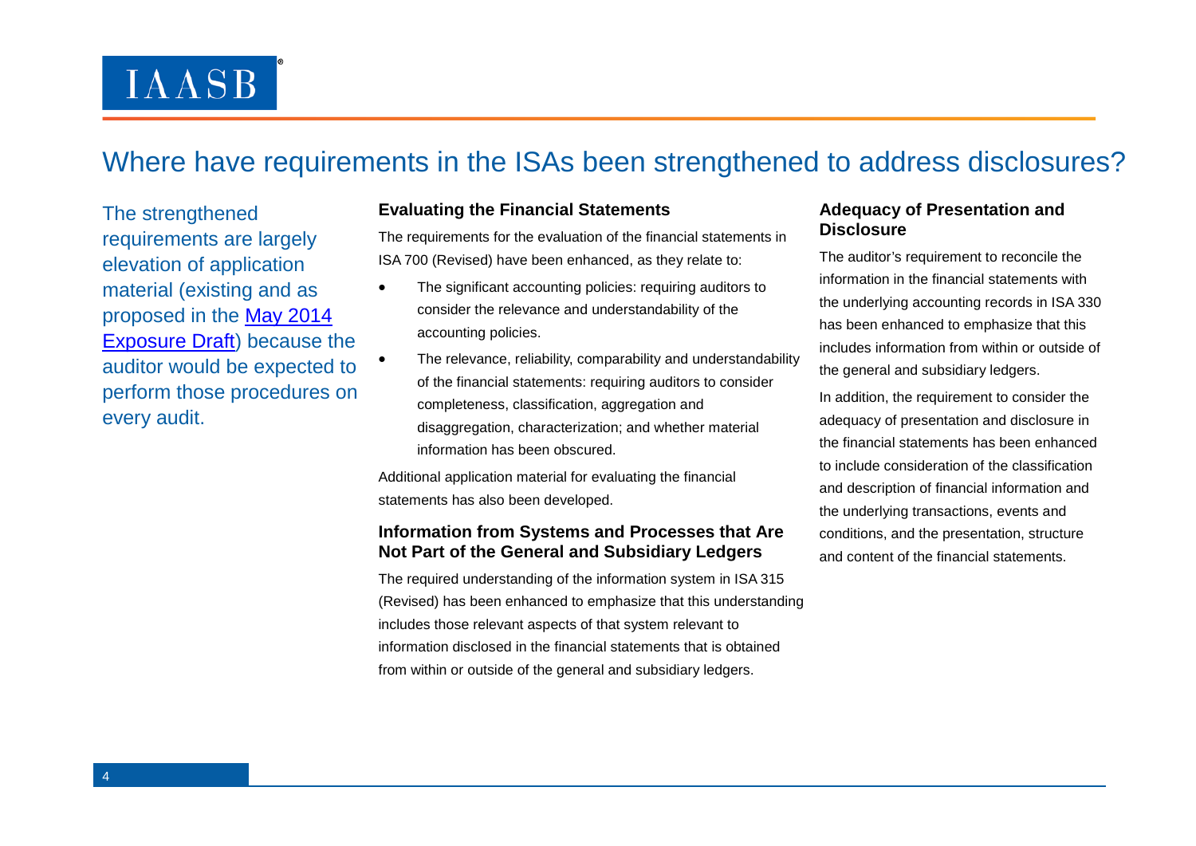# Where have requirements in the ISAs been strengthened to address disclosures?

The strengthened requirements are largely elevation of application material (existing and as proposed in the [May 2014 Exposure Draft]) because the auditor would be expected to perform those procedures on every audit.

### Evaluating the Financial Statements

The requirements for the evaluation of the financial statements in ISA 700 (Revised) have been enhanced, as they relate to:

- The significant accounting policies: requiring auditors to consider the relevance and understandability of the accounting policies.
- The relevance, reliability, comparability and understandability of the financial statements: requiring auditors to consider completeness, classification, aggregation and disaggregation, characterization; and whether material information has been obscured.

Additional application material for evaluating the financial statements has also been developed.

### Information from Systems and Processes that Are Not Part of the General and Subsidiary Ledgers

The required understanding of the information system in ISA 315 (Revised) has been enhanced to emphasize that this understanding includes those relevant aspects of that system relevant to information disclosed in the financial statements that is obtained from within or outside of the general and subsidiary ledgers.

### Adequacy of Presentation and Disclosure

The auditor's requirement to reconcile the information in the financial statements with the underlying accounting records in ISA 330 has been enhanced to emphasize that this includes information from within or outside of the general and subsidiary ledgers.

In addition, the requirement to consider the adequacy of presentation and disclosure in the financial statements has been enhanced to include consideration of the classification and description of financial information and the underlying transactions, events and conditions, and the presentation, structure and content of the financial statements.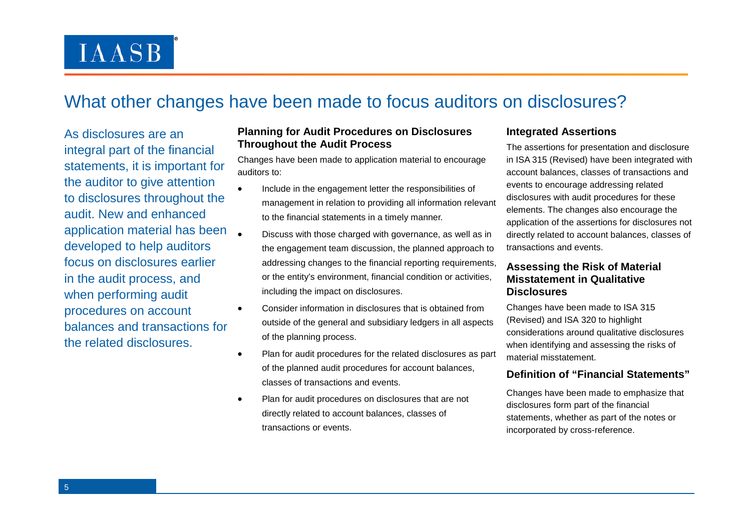# What other changes have been made to focus auditors on disclosures?

As disclosures are an integral part of the financial statements, it is important for the auditor to give attention to disclosures throughout the audit. New and enhanced application material has been developed to help auditors focus on disclosures earlier in the audit process, and when performing audit procedures on account balances and transactions for the related disclosures.

### Planning for Audit Procedures on Disclosures Throughout the Audit Process

Changes have been made to application material to encourage auditors to:

- Include in the engagement letter the responsibilities of management in relation to providing all information relevant to the financial statements in a timely manner.
- Discuss with those charged with governance, as well as in the engagement team discussion, the planned approach to addressing changes to the financial reporting requirements, or the entity's environment, financial condition or activities, including the impact on disclosures.
- Consider information in disclosures that is obtained from outside of the general and subsidiary ledgers in all aspects of the planning process.
- Plan for audit procedures for the related disclosures as part of the planned audit procedures for account balances, classes of transactions and events.
- Plan for audit procedures on disclosures that are not directly related to account balances, classes of transactions or events.

### Integrated Assertions

The assertions for presentation and disclosure in ISA 315 (Revised) have been integrated with account balances, classes of transactions and events to encourage addressing related disclosures with audit procedures for these elements. The changes also encourage the application of the assertions for disclosures not directly related to account balances, classes of transactions and events.

### Assessing the Risk of Material Misstatement in Qualitative Disclosures

Changes have been made to ISA 315 (Revised) and ISA 320 to highlight considerations around qualitative disclosures when identifying and assessing the risks of material misstatement.

### Definition of "Financial Statements"

Changes have been made to emphasize that disclosures form part of the financial statements, whether as part of the notes or incorporated by cross-reference.